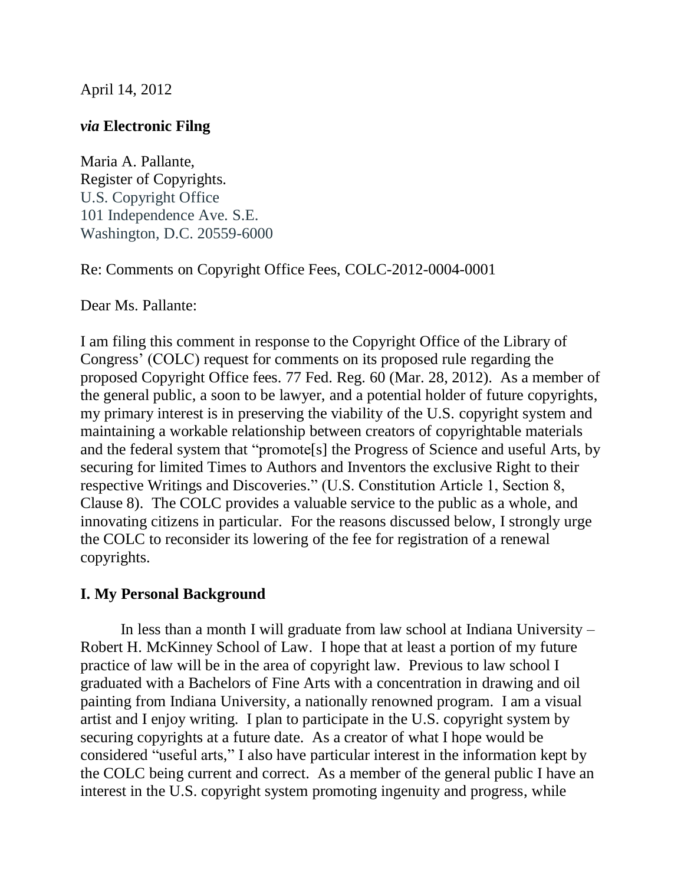April 14, 2012

***via* Electronic Filng**

Maria A. Pallante,  
Register of Copyrights.  
U.S. Copyright Office  
101 Independence Ave. S.E.  
Washington, D.C. 20559-6000

Re: Comments on Copyright Office Fees, COLC-2012-0004-0001

Dear Ms. Pallante:

I am filing this comment in response to the Copyright Office of the Library of Congress' (COLC) request for comments on its proposed rule regarding the proposed Copyright Office fees. 77 Fed. Reg. 60 (Mar. 28, 2012). As a member of the general public, a soon to be lawyer, and a potential holder of future copyrights, my primary interest is in preserving the viability of the U.S. copyright system and maintaining a workable relationship between creators of copyrightable materials and the federal system that "promote[s] the Progress of Science and useful Arts, by securing for limited Times to Authors and Inventors the exclusive Right to their respective Writings and Discoveries." (U.S. Constitution Article 1, Section 8, Clause 8). The COLC provides a valuable service to the public as a whole, and innovating citizens in particular. For the reasons discussed below, I strongly urge the COLC to reconsider its lowering of the fee for registration of a renewal copyrights.

## I. My Personal Background

In less than a month I will graduate from law school at Indiana University – Robert H. McKinney School of Law. I hope that at least a portion of my future practice of law will be in the area of copyright law. Previous to law school I graduated with a Bachelors of Fine Arts with a concentration in drawing and oil painting from Indiana University, a nationally renowned program. I am a visual artist and I enjoy writing. I plan to participate in the U.S. copyright system by securing copyrights at a future date. As a creator of what I hope would be considered "useful arts," I also have particular interest in the information kept by the COLC being current and correct. As a member of the general public I have an interest in the U.S. copyright system promoting ingenuity and progress, while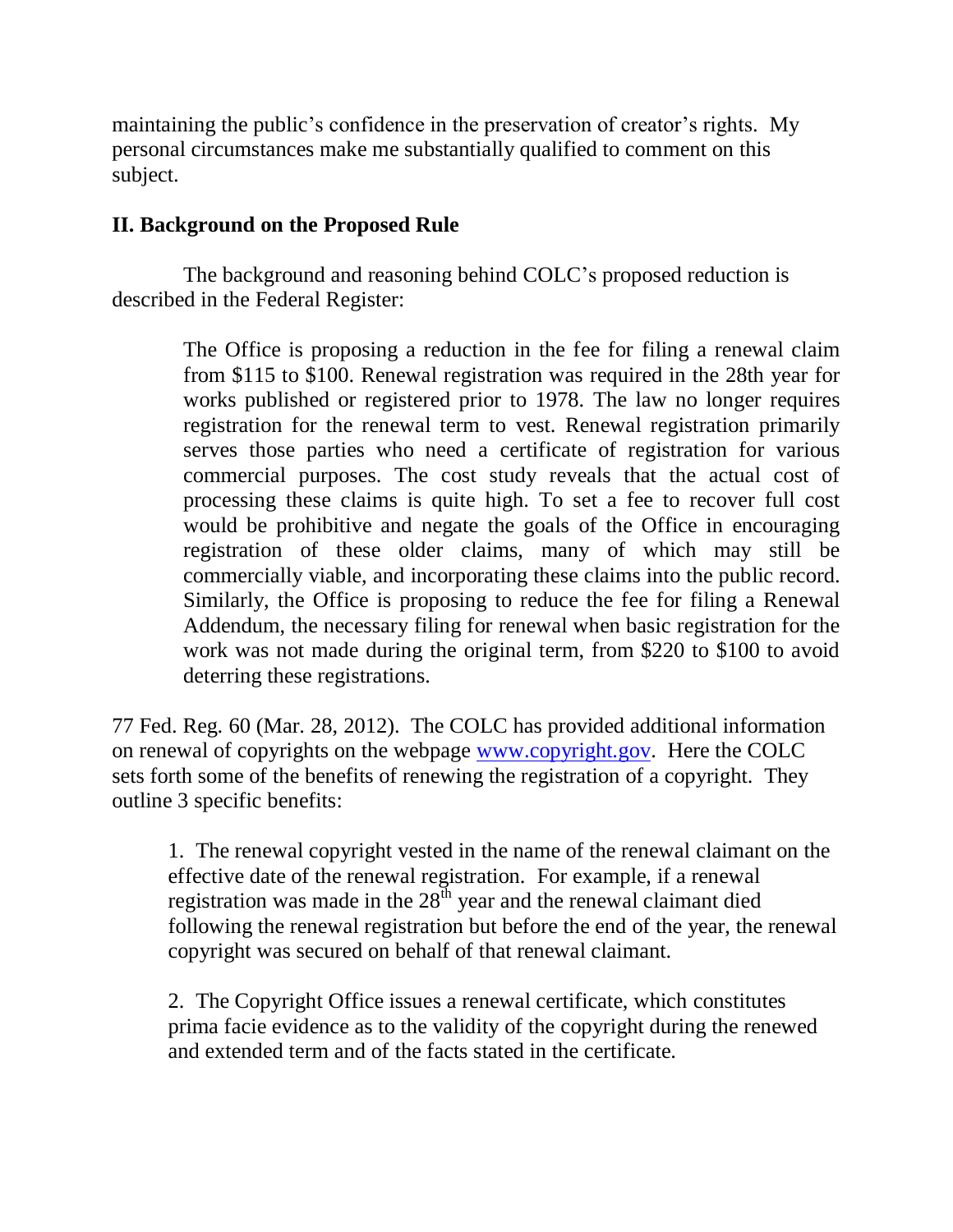maintaining the public's confidence in the preservation of creator's rights. My personal circumstances make me substantially qualified to comment on this subject.

## II. Background on the Proposed Rule

The background and reasoning behind COLC's proposed reduction is described in the Federal Register:

> The Office is proposing a reduction in the fee for filing a renewal claim from $115 to $100. Renewal registration was required in the 28th year for works published or registered prior to 1978. The law no longer requires registration for the renewal term to vest. Renewal registration primarily serves those parties who need a certificate of registration for various commercial purposes. The cost study reveals that the actual cost of processing these claims is quite high. To set a fee to recover full cost would be prohibitive and negate the goals of the Office in encouraging registration of these older claims, many of which may still be commercially viable, and incorporating these claims into the public record. Similarly, the Office is proposing to reduce the fee for filing a Renewal Addendum, the necessary filing for renewal when basic registration for the work was not made during the original term, from $220 to $100 to avoid deterring these registrations.

77 Fed. Reg. 60 (Mar. 28, 2012). The COLC has provided additional information on renewal of copyrights on the webpage www.copyright.gov. Here the COLC sets forth some of the benefits of renewing the registration of a copyright. They outline 3 specific benefits:

> 1. The renewal copyright vested in the name of the renewal claimant on the effective date of the renewal registration. For example, if a renewal registration was made in the 28th year and the renewal claimant died following the renewal registration but before the end of the year, the renewal copyright was secured on behalf of that renewal claimant.
>
> 2. The Copyright Office issues a renewal certificate, which constitutes prima facie evidence as to the validity of the copyright during the renewed and extended term and of the facts stated in the certificate.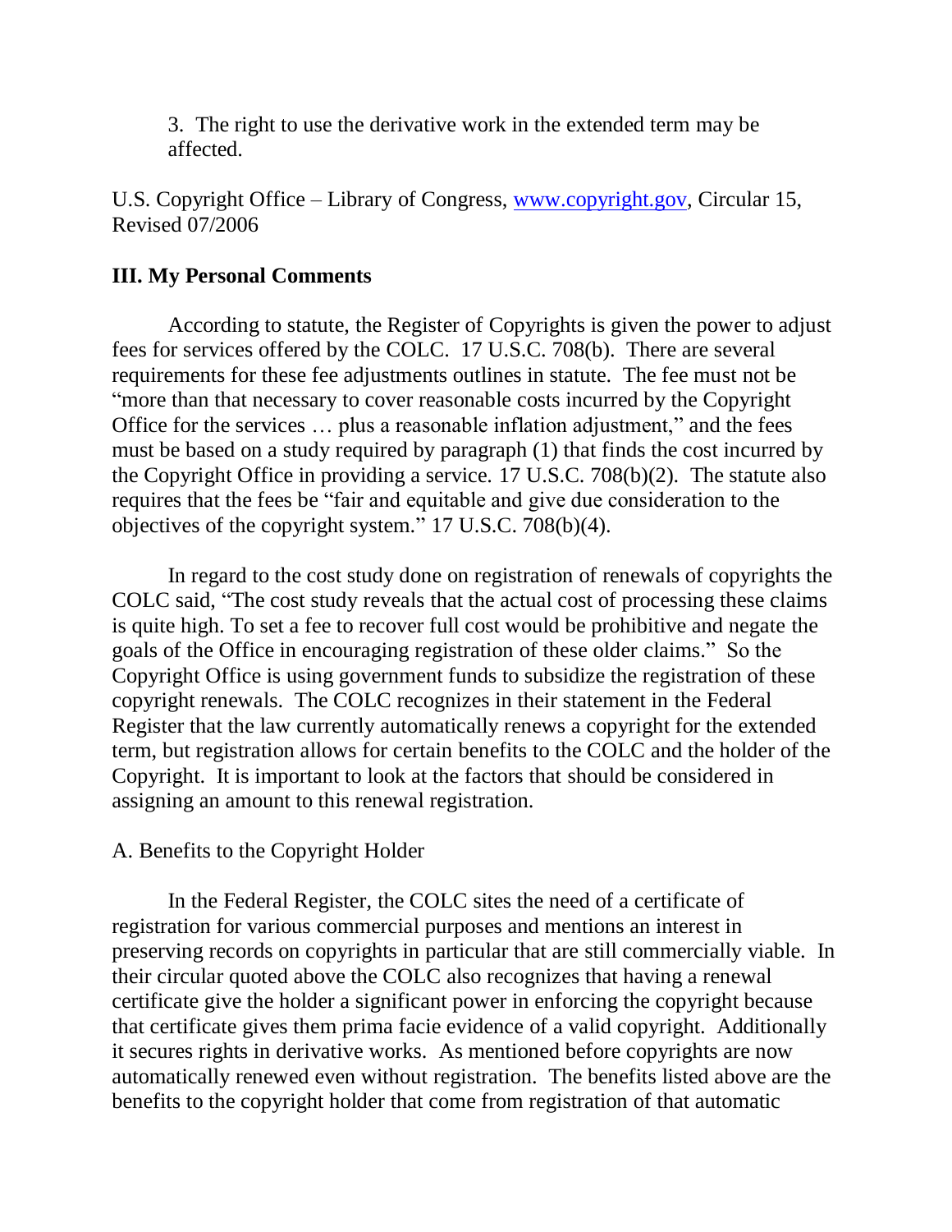3. The right to use the derivative work in the extended term may be affected.

U.S. Copyright Office – Library of Congress, www.copyright.gov, Circular 15, Revised 07/2006

**III. My Personal Comments**

According to statute, the Register of Copyrights is given the power to adjust fees for services offered by the COLC. 17 U.S.C. 708(b). There are several requirements for these fee adjustments outlines in statute. The fee must not be "more than that necessary to cover reasonable costs incurred by the Copyright Office for the services … plus a reasonable inflation adjustment," and the fees must be based on a study required by paragraph (1) that finds the cost incurred by the Copyright Office in providing a service. 17 U.S.C. 708(b)(2). The statute also requires that the fees be "fair and equitable and give due consideration to the objectives of the copyright system." 17 U.S.C. 708(b)(4).

In regard to the cost study done on registration of renewals of copyrights the COLC said, "The cost study reveals that the actual cost of processing these claims is quite high. To set a fee to recover full cost would be prohibitive and negate the goals of the Office in encouraging registration of these older claims." So the Copyright Office is using government funds to subsidize the registration of these copyright renewals. The COLC recognizes in their statement in the Federal Register that the law currently automatically renews a copyright for the extended term, but registration allows for certain benefits to the COLC and the holder of the Copyright. It is important to look at the factors that should be considered in assigning an amount to this renewal registration.

A. Benefits to the Copyright Holder

In the Federal Register, the COLC sites the need of a certificate of registration for various commercial purposes and mentions an interest in preserving records on copyrights in particular that are still commercially viable. In their circular quoted above the COLC also recognizes that having a renewal certificate give the holder a significant power in enforcing the copyright because that certificate gives them prima facie evidence of a valid copyright. Additionally it secures rights in derivative works. As mentioned before copyrights are now automatically renewed even without registration. The benefits listed above are the benefits to the copyright holder that come from registration of that automatic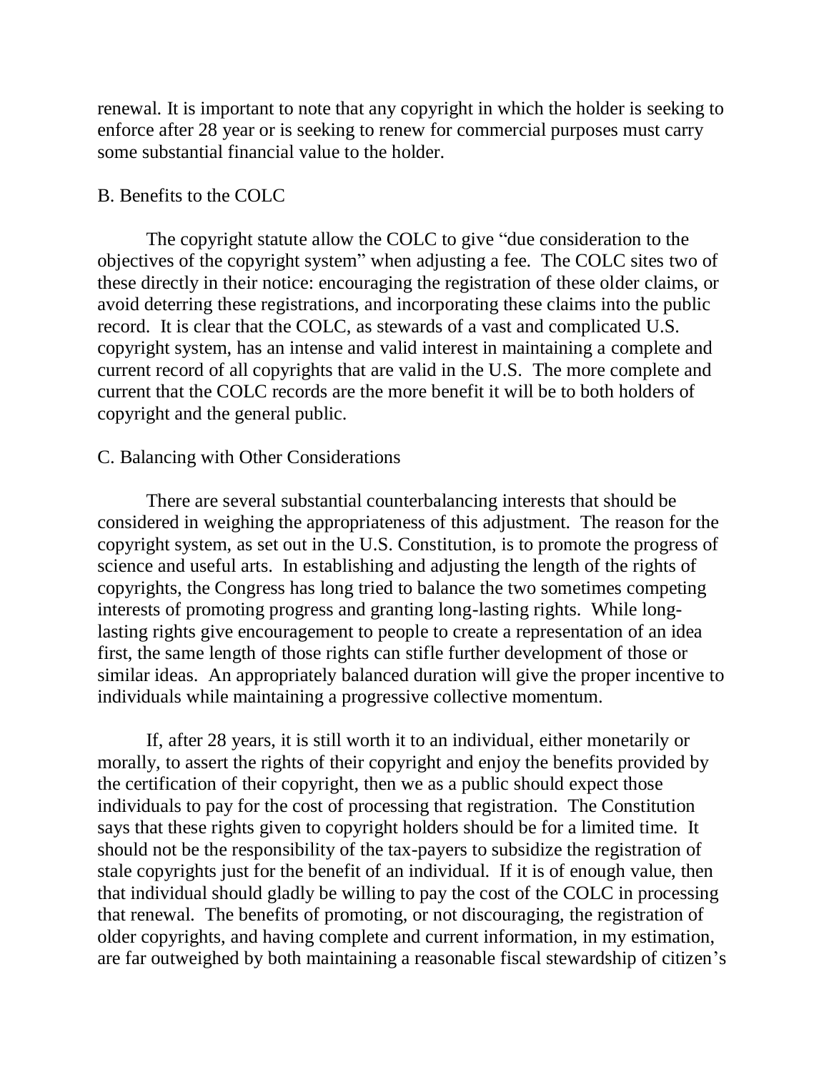renewal. It is important to note that any copyright in which the holder is seeking to enforce after 28 year or is seeking to renew for commercial purposes must carry some substantial financial value to the holder.

B. Benefits to the COLC

The copyright statute allow the COLC to give "due consideration to the objectives of the copyright system" when adjusting a fee. The COLC sites two of these directly in their notice: encouraging the registration of these older claims, or avoid deterring these registrations, and incorporating these claims into the public record. It is clear that the COLC, as stewards of a vast and complicated U.S. copyright system, has an intense and valid interest in maintaining a complete and current record of all copyrights that are valid in the U.S. The more complete and current that the COLC records are the more benefit it will be to both holders of copyright and the general public.

C. Balancing with Other Considerations

There are several substantial counterbalancing interests that should be considered in weighing the appropriateness of this adjustment. The reason for the copyright system, as set out in the U.S. Constitution, is to promote the progress of science and useful arts. In establishing and adjusting the length of the rights of copyrights, the Congress has long tried to balance the two sometimes competing interests of promoting progress and granting long-lasting rights. While long-lasting rights give encouragement to people to create a representation of an idea first, the same length of those rights can stifle further development of those or similar ideas. An appropriately balanced duration will give the proper incentive to individuals while maintaining a progressive collective momentum.

If, after 28 years, it is still worth it to an individual, either monetarily or morally, to assert the rights of their copyright and enjoy the benefits provided by the certification of their copyright, then we as a public should expect those individuals to pay for the cost of processing that registration. The Constitution says that these rights given to copyright holders should be for a limited time. It should not be the responsibility of the tax-payers to subsidize the registration of stale copyrights just for the benefit of an individual. If it is of enough value, then that individual should gladly be willing to pay the cost of the COLC in processing that renewal. The benefits of promoting, or not discouraging, the registration of older copyrights, and having complete and current information, in my estimation, are far outweighed by both maintaining a reasonable fiscal stewardship of citizen's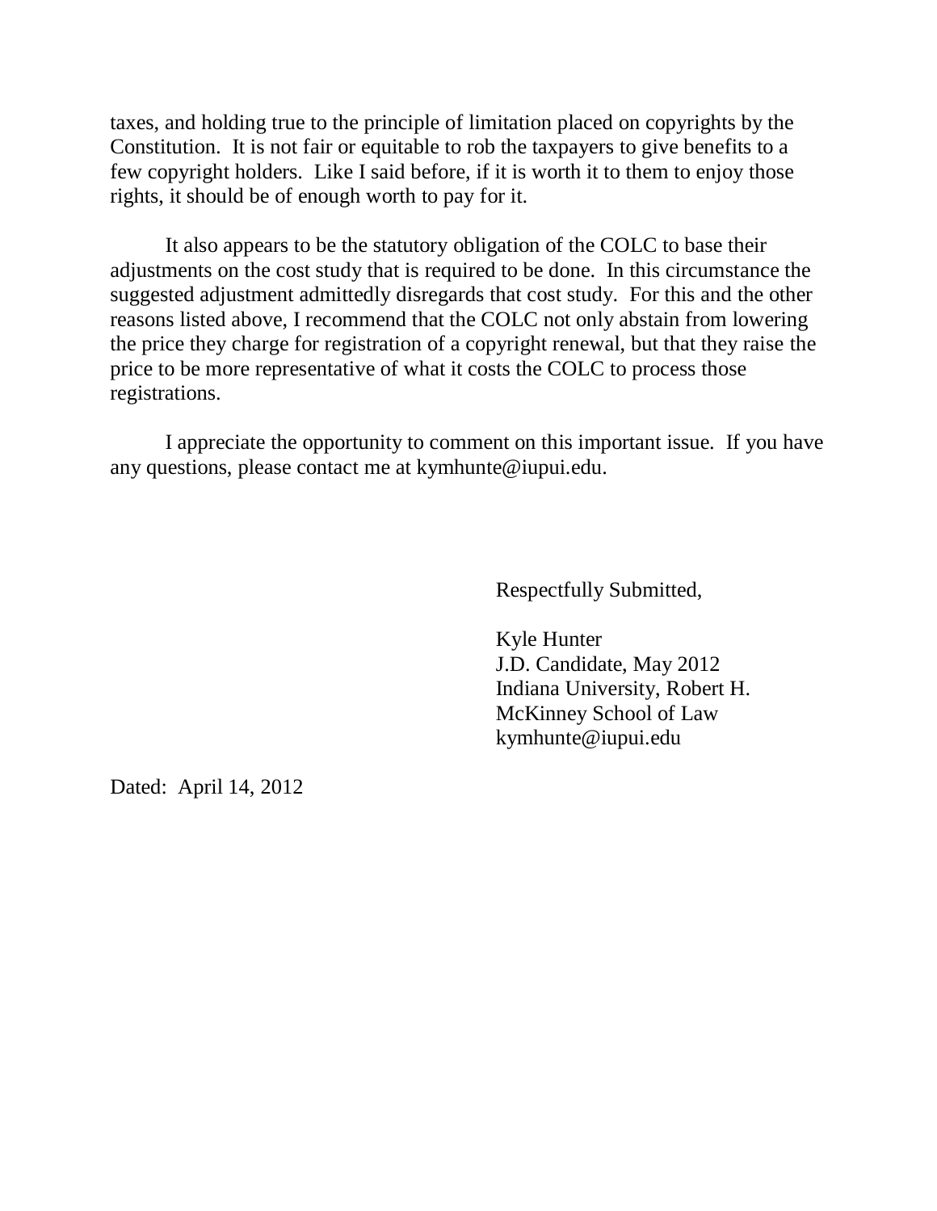taxes, and holding true to the principle of limitation placed on copyrights by the Constitution. It is not fair or equitable to rob the taxpayers to give benefits to a few copyright holders. Like I said before, if it is worth it to them to enjoy those rights, it should be of enough worth to pay for it.

It also appears to be the statutory obligation of the COLC to base their adjustments on the cost study that is required to be done. In this circumstance the suggested adjustment admittedly disregards that cost study. For this and the other reasons listed above, I recommend that the COLC not only abstain from lowering the price they charge for registration of a copyright renewal, but that they raise the price to be more representative of what it costs the COLC to process those registrations.

I appreciate the opportunity to comment on this important issue. If you have any questions, please contact me at kymhunte@iupui.edu.

Respectfully Submitted,

Kyle Hunter
J.D. Candidate, May 2012
Indiana University, Robert H. McKinney School of Law
kymhunte@iupui.edu

Dated: April 14, 2012